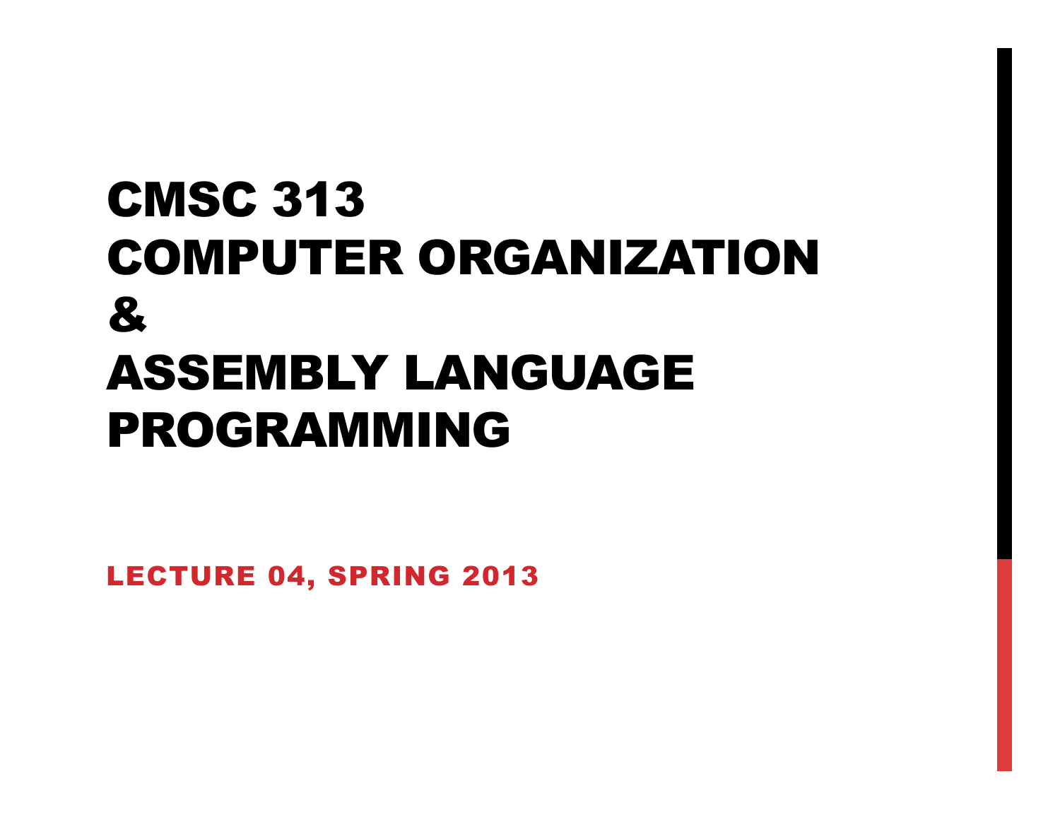# CMSC 313 COMPUTER ORGANIZATION & ASSEMBLY LANGUAGE PROGRAMMING

LECTURE 04, SPRING 2013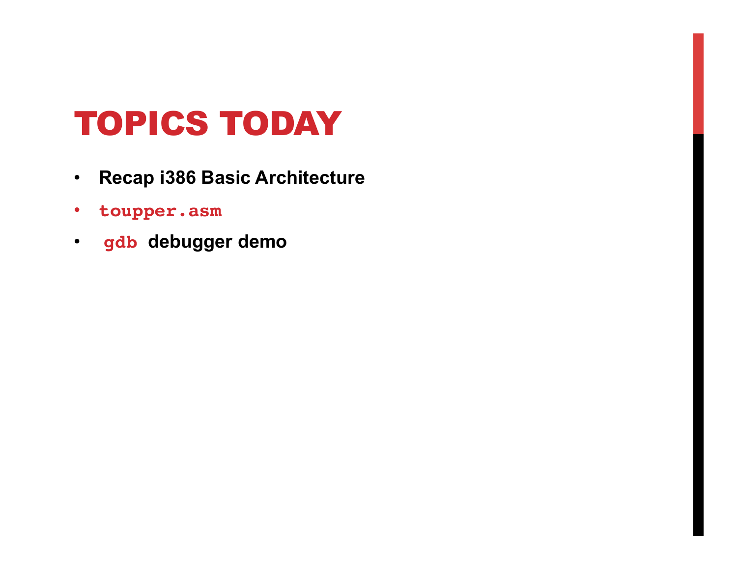# TOPICS TODAY

- **Recap i386 Basic Architecture**
- **`toupper.asm`**
- **`gdb` debugger demo**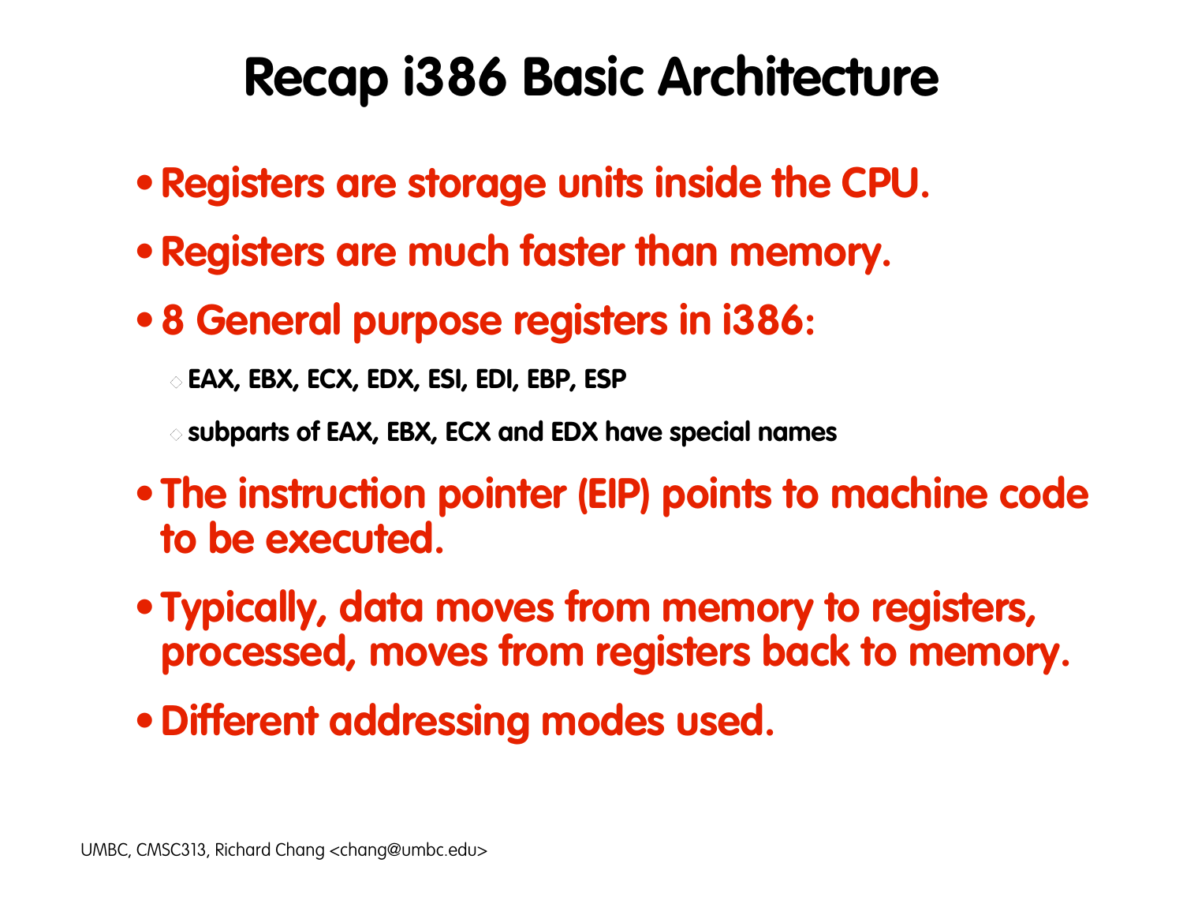# Recap i386 Basic Architecture

- Registers are storage units inside the CPU.
- Registers are much faster than memory.
- 8 General purpose registers in i386:
  - EAX, EBX, ECX, EDX, ESI, EDI, EBP, ESP
  - subparts of EAX, EBX, ECX and EDX have special names
- The instruction pointer (EIP) points to machine code to be executed.
- Typically, data moves from memory to registers, processed, moves from registers back to memory.
- Different addressing modes used.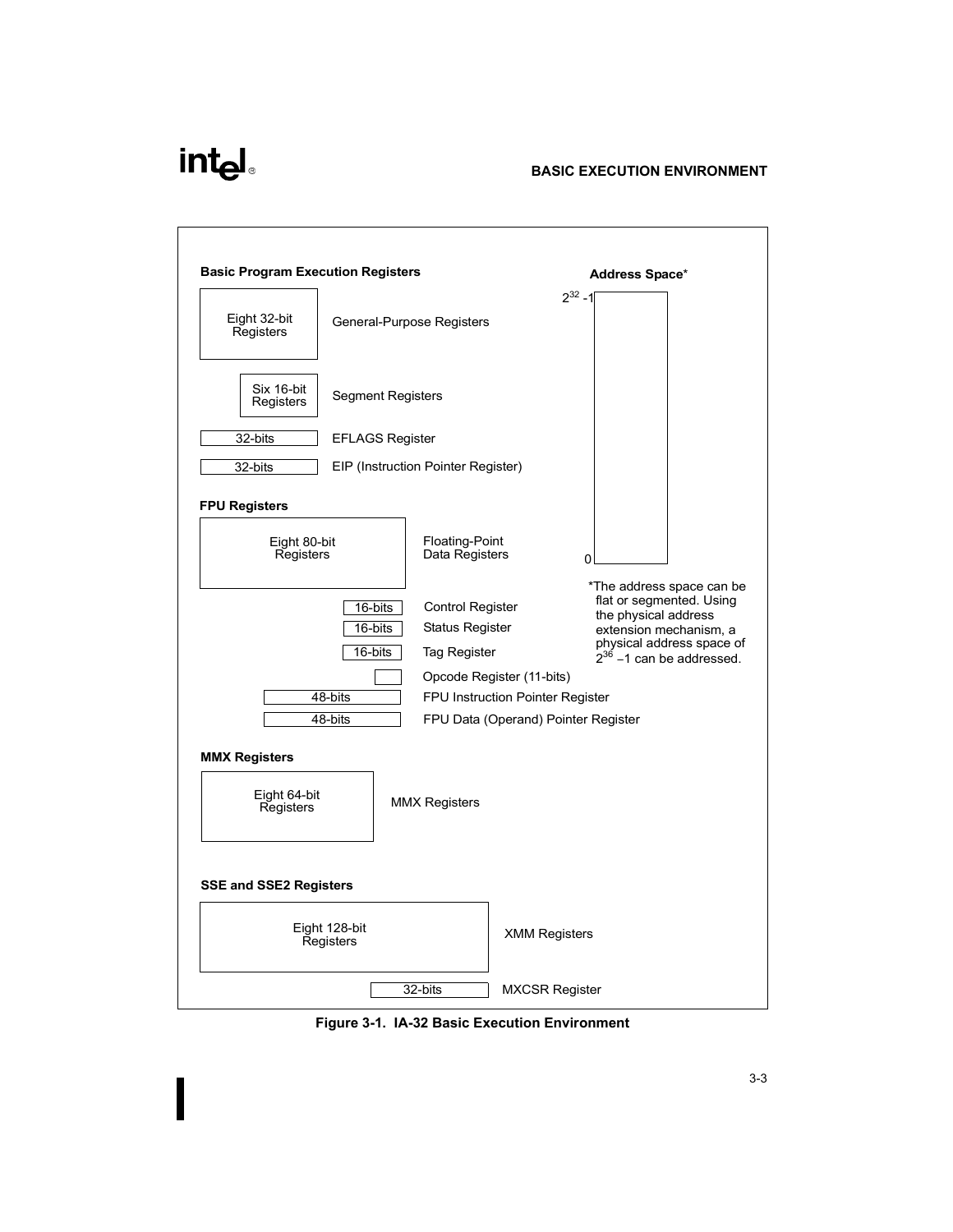**Basic Program Execution Registers**

| Register | Description |
| --- | --- |
| Eight 32-bit Registers | General-Purpose Registers |
| Six 16-bit Registers | Segment Registers |
| 32-bits | EFLAGS Register |
| 32-bits | EIP (Instruction Pointer Register) |

**FPU Registers**

| Register | Description |
| --- | --- |
| Eight 80-bit Registers | Floating-Point Data Registers |
| 16-bits | Control Register |
| 16-bits | Status Register |
| 16-bits | Tag Register |
| | Opcode Register (11-bits) |
| 48-bits | FPU Instruction Pointer Register |
| 48-bits | FPU Data (Operand) Pointer Register |

**MMX Registers**

| Register | Description |
| --- | --- |
| Eight 64-bit Registers | MMX Registers |

**SSE and SSE2 Registers**

| Register | Description |
| --- | --- |
| Eight 128-bit Registers | XMM Registers |
| 32-bits | MXCSR Register |

**Address Space***

$2^{32}$ -1 to 0

*The address space can be flat or segmented. Using the physical address extension mechanism, a physical address space of $2^{36}$ −1 can be addressed.

**Figure 3-1. IA-32 Basic Execution Environment**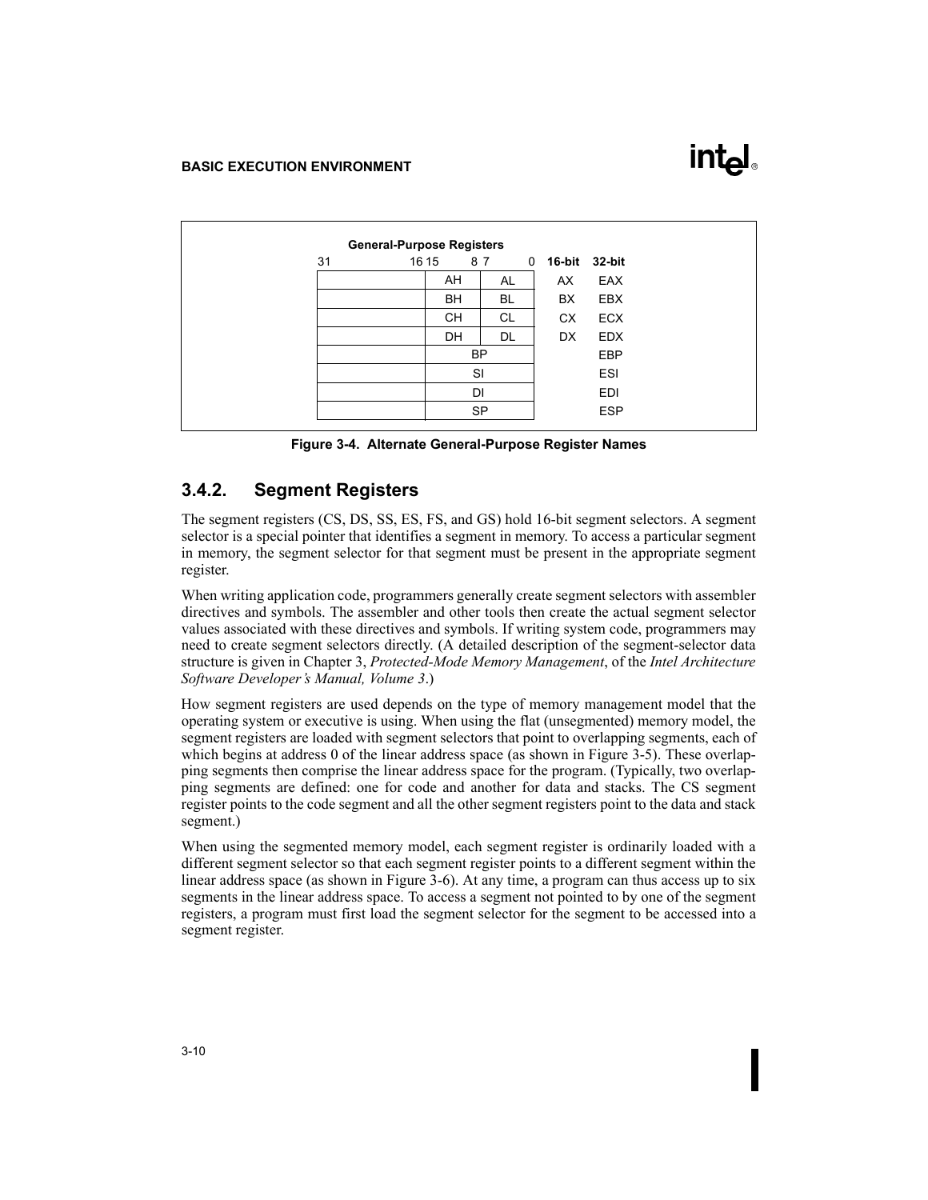General-Purpose Registers

| 31 ... 16 | 15 ... 8 | 7 ... 0 | 16-bit | 32-bit |
|---|---|---|---|---|
| | AH | AL | AX | EAX |
| | BH | BL | BX | EBX |
| | CH | CL | CX | ECX |
| | DH | DL | DX | EDX |
| | BP | | | EBP |
| | SI | | | ESI |
| | DI | | | EDI |
| | SP | | | ESP |

**Figure 3-4. Alternate General-Purpose Register Names**

## 3.4.2. Segment Registers

The segment registers (CS, DS, SS, ES, FS, and GS) hold 16-bit segment selectors. A segment selector is a special pointer that identifies a segment in memory. To access a particular segment in memory, the segment selector for that segment must be present in the appropriate segment register.

When writing application code, programmers generally create segment selectors with assembler directives and symbols. The assembler and other tools then create the actual segment selector values associated with these directives and symbols. If writing system code, programmers may need to create segment selectors directly. (A detailed description of the segment-selector data structure is given in Chapter 3, *Protected-Mode Memory Management*, of the *Intel Architecture Software Developer's Manual, Volume 3*.)

How segment registers are used depends on the type of memory management model that the operating system or executive is using. When using the flat (unsegmented) memory model, the segment registers are loaded with segment selectors that point to overlapping segments, each of which begins at address 0 of the linear address space (as shown in Figure 3-5). These overlapping segments then comprise the linear address space for the program. (Typically, two overlapping segments are defined: one for code and another for data and stacks. The CS segment register points to the code segment and all the other segment registers point to the data and stack segment.)

When using the segmented memory model, each segment register is ordinarily loaded with a different segment selector so that each segment register points to a different segment within the linear address space (as shown in Figure 3-6). At any time, a program can thus access up to six segments in the linear address space. To access a segment not pointed to by one of the segment registers, a program must first load the segment selector for the segment to be accessed into a segment register.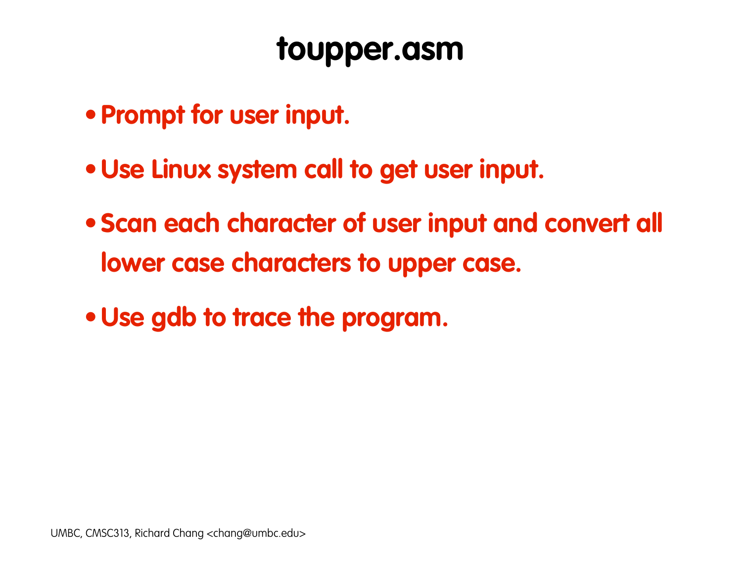# toupper.asm

- Prompt for user input.
- Use Linux system call to get user input.
- Scan each character of user input and convert all lower case characters to upper case.
- Use gdb to trace the program.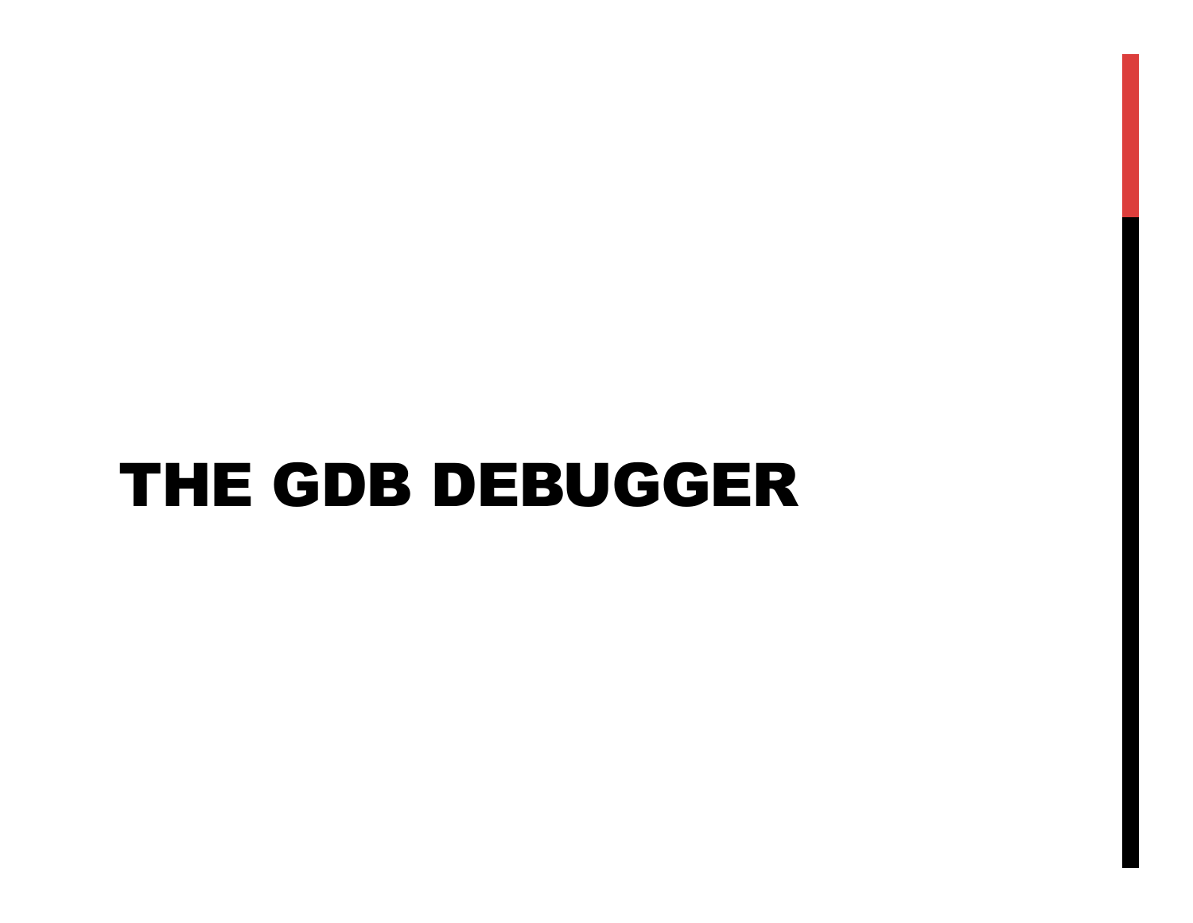# THE GDB DEBUGGER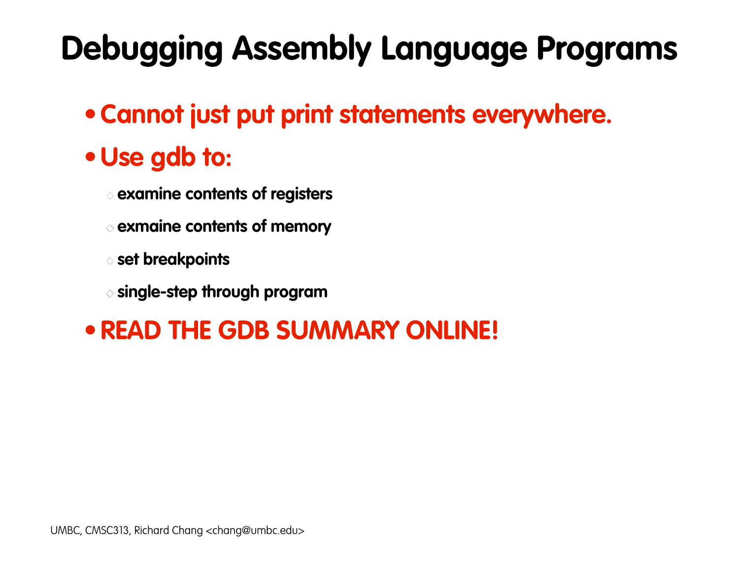# Debugging Assembly Language Programs

- **Cannot just put print statements everywhere.**
- **Use gdb to:**
  - examine contents of registers
  - exmaine contents of memory
  - set breakpoints
  - single-step through program
- **READ THE GDB SUMMARY ONLINE!**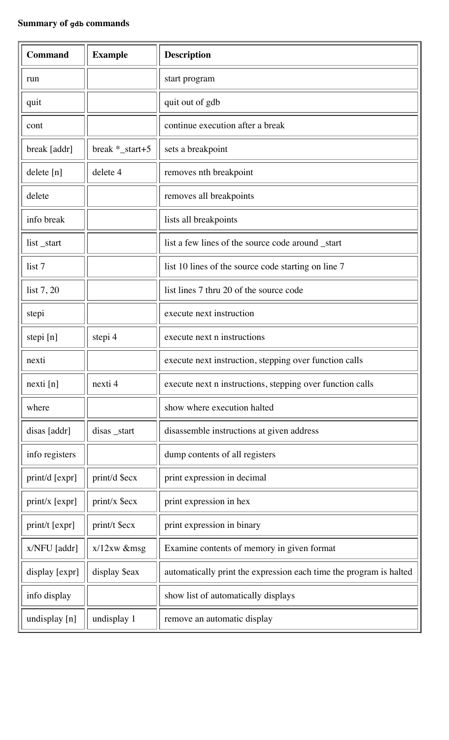**Summary of `gdb` commands**

| Command | Example | Description |
| --- | --- | --- |
| run | | start program |
| quit | | quit out of gdb |
| cont | | continue execution after a break |
| break [addr] | break *_start+5 | sets a breakpoint |
| delete [n] | delete 4 | removes nth breakpoint |
| delete | | removes all breakpoints |
| info break | | lists all breakpoints |
| list _start | | list a few lines of the source code around _start |
| list 7 | | list 10 lines of the source code starting on line 7 |
| list 7, 20 | | list lines 7 thru 20 of the source code |
| stepi | | execute next instruction |
| stepi [n] | stepi 4 | execute next n instructions |
| nexti | | execute next instruction, stepping over function calls |
| nexti [n] | nexti 4 | execute next n instructions, stepping over function calls |
| where | | show where execution halted |
| disas [addr] | disas _start | disassemble instructions at given address |
| info registers | | dump contents of all registers |
| print/d [expr] | print/d $ecx | print expression in decimal |
| print/x [expr] | print/x $ecx | print expression in hex |
| print/t [expr] | print/t $ecx | print expression in binary |
| x/NFU [addr] | x/12xw &msg | Examine contents of memory in given format |
| display [expr] | display $eax | automatically print the expression each time the program is halted |
| info display | | show list of automatically displays |
| undisplay [n] | undisplay 1 | remove an automatic display |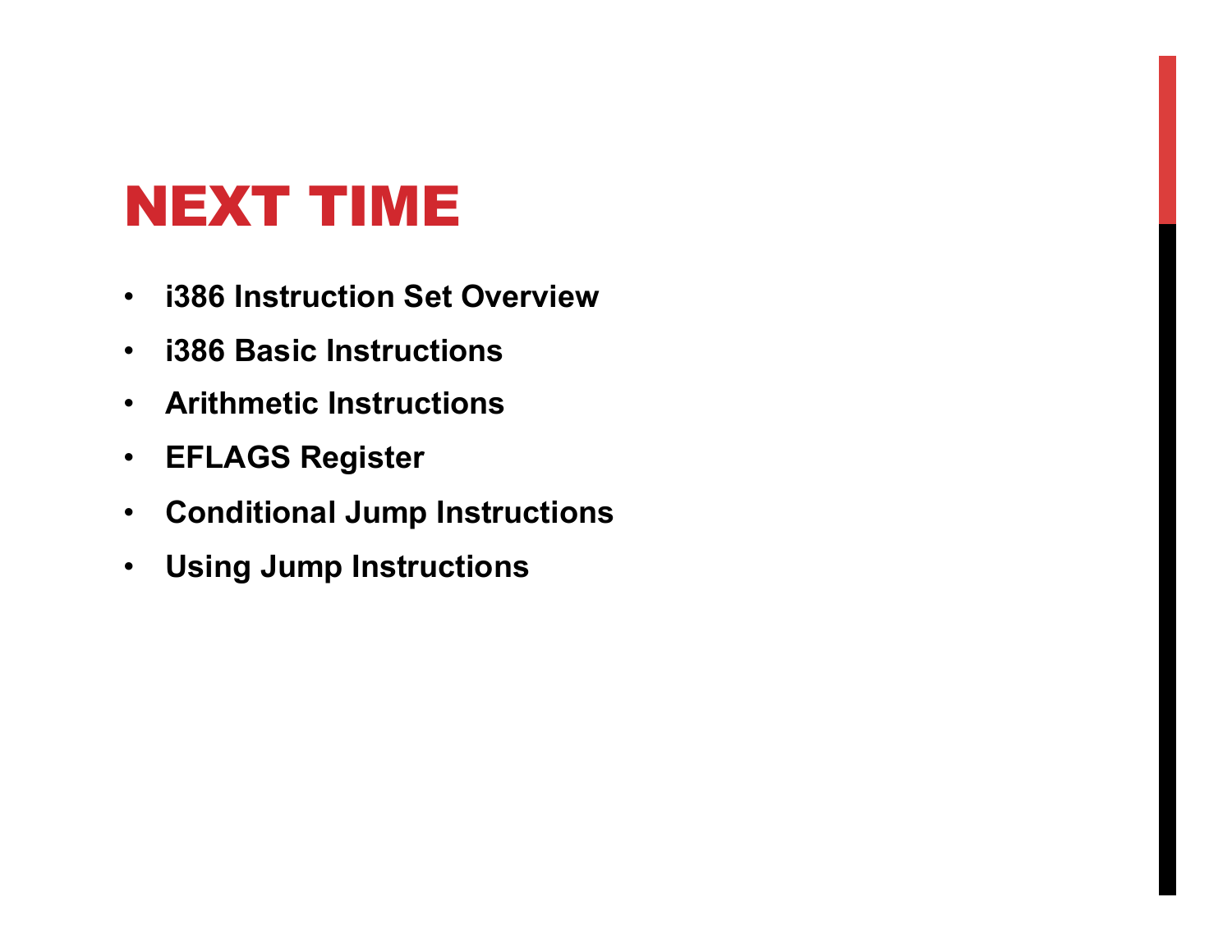# NEXT TIME

- **i386 Instruction Set Overview**
- **i386 Basic Instructions**
- **Arithmetic Instructions**
- **EFLAGS Register**
- **Conditional Jump Instructions**
- **Using Jump Instructions**